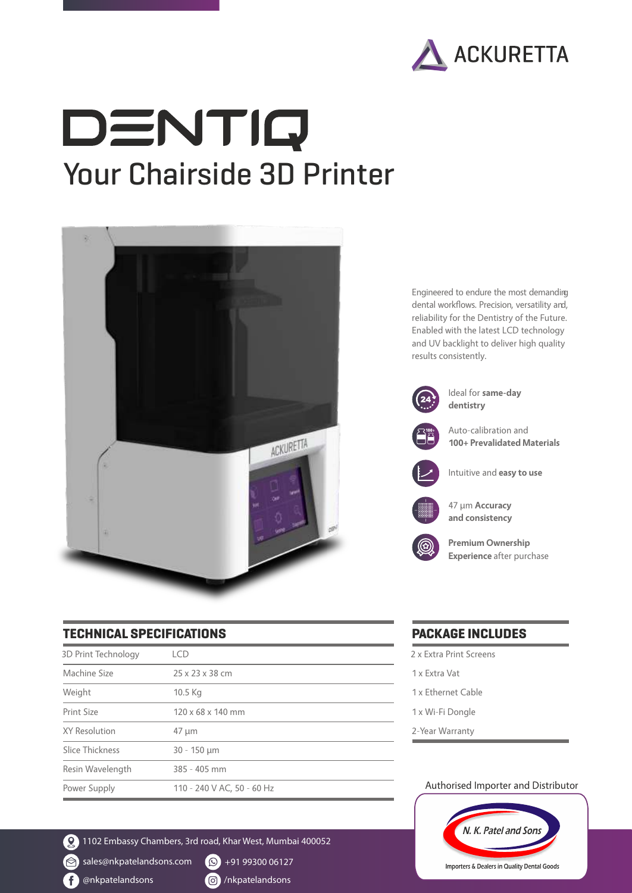ACKURETTA

# DENTIQ

## Your Chairside 3D Printer

Engineered to endure the most demanding dental workflows. Precision, versatility and, reliability for the Dentistry of the Future. Enabled with the latest LCD technology and UV backlight to deliver high quality results consistently.

- Ideal for **same-day dentistry**
- Auto-calibration and **100+ Prevalidated Materials**
- Intuitive and **easy to use**
- 47 µm **Accuracy and consistency**
- **Premium Ownership Experience** after purchase

## TECHNICAL SPECIFICATIONS

| | |
|---|---|
| 3D Print Technology | LCD |
| Machine Size | 25 x 23 x 38 cm |
| Weight | 10.5 Kg |
| Print Size | 120 x 68 x 140 mm |
| XY Resolution | 47 µm |
| Slice Thickness | 30 - 150 µm |
| Resin Wavelength | 385 - 405 mm |
| Power Supply | 110 - 240 V AC, 50 - 60 Hz |

## PACKAGE INCLUDES

- 2 x Extra Print Screens
- 1 x Extra Vat
- 1 x Ethernet Cable
- 1 x Wi-Fi Dongle
- 2-Year Warranty

Authorised Importer and Distributor

N. K. Patel and Sons

Importers & Dealers in Quality Dental Goods

1102 Embassy Chambers, 3rd road, Khar West, Mumbai 400052

sales@nkpatelandsons.com | +91 99300 06127

@nkpatelandsons | /nkpatelandsons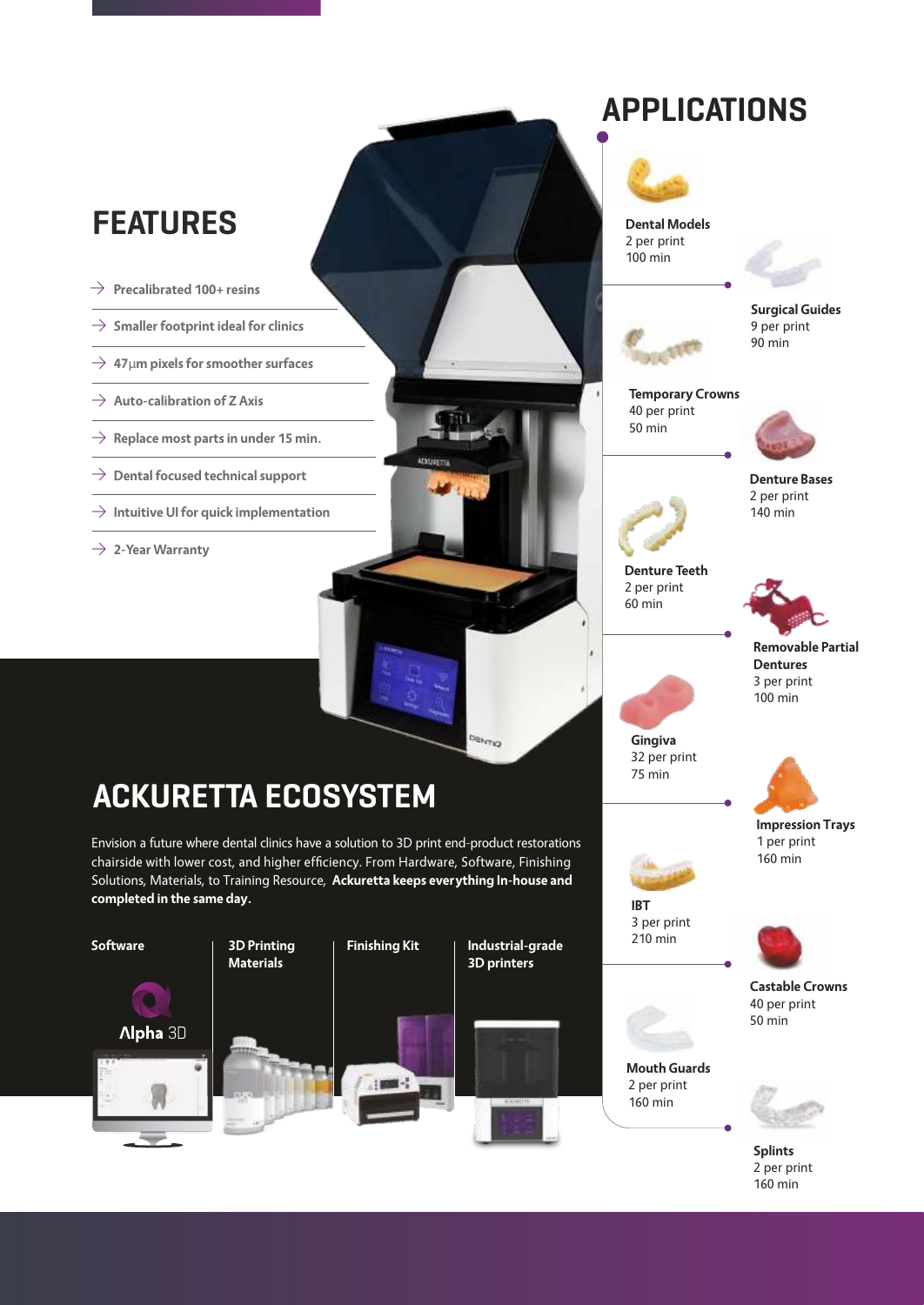## FEATURES

- Precalibrated 100+ resins
- Smaller footprint ideal for clinics
- 47μm pixels for smoother surfaces
- Auto-calibration of Z Axis
- Replace most parts in under 15 min.
- Dental focused technical support
- Intuitive UI for quick implementation
- 2-Year Warranty

## ACKURETTA ECOSYSTEM

Envision a future where dental clinics have a solution to 3D print end-product restorations chairside with lower cost, and higher efficiency. From Hardware, Software, Finishing Solutions, Materials, to Training Resource, **Ackuretta keeps everything In-house and completed in the same day.**

**Software**

Alpha 3D

**3D Printing Materials**

**Finishing Kit**

**Industrial-grade 3D printers**

## APPLICATIONS

**Dental Models**
2 per print
100 min

**Surgical Guides**
9 per print
90 min

**Temporary Crowns**
40 per print
50 min

**Denture Bases**
2 per print
140 min

**Denture Teeth**
2 per print
60 min

**Removable Partial Dentures**
3 per print
100 min

**Gingiva**
32 per print
75 min

**Impression Trays**
1 per print
160 min

**IBT**
3 per print
210 min

**Castable Crowns**
40 per print
50 min

**Mouth Guards**
2 per print
160 min

**Splints**
2 per print
160 min